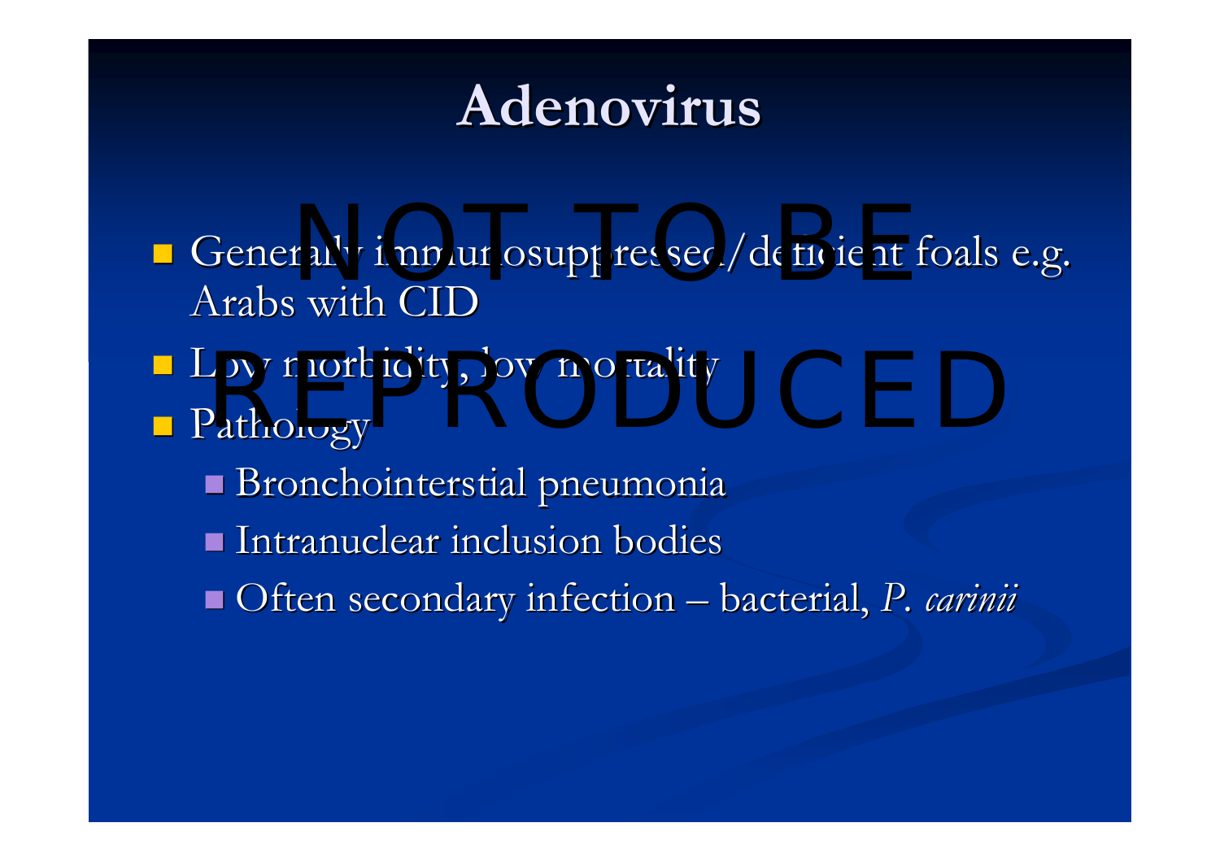# Adenovirus

- Generally immunosuppressed/deficient foals e.g. Arabs with CID
- Low morbidity, low mortality
- Pathology
  - Bronchointerstial pneumonia
  - Intranuclear inclusion bodies
  - Often secondary infection – bacterial, *P. carinii*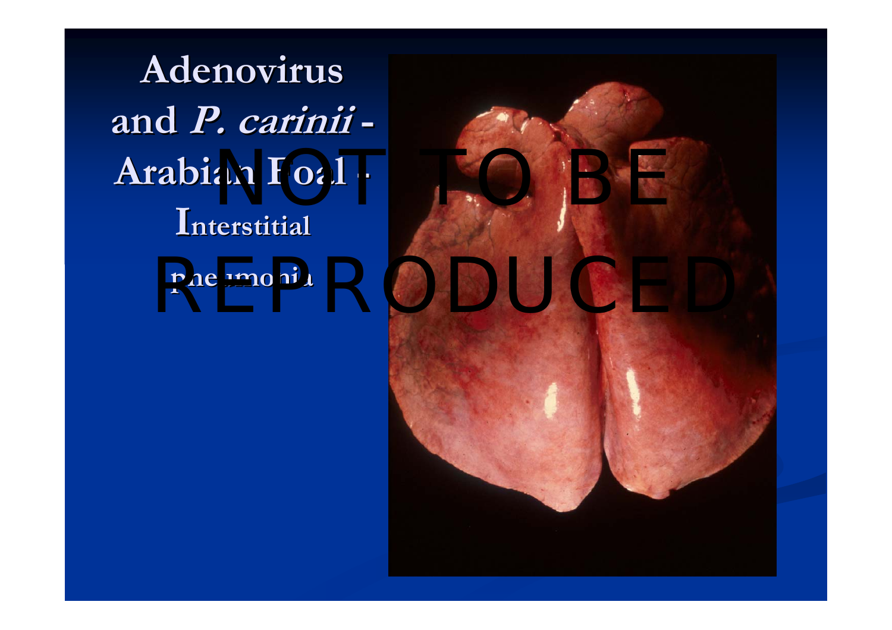# Adenovirus and *P. carinii* - Arabian Foal - Interstitial pneumonia

NOT TO BE REPRODUCED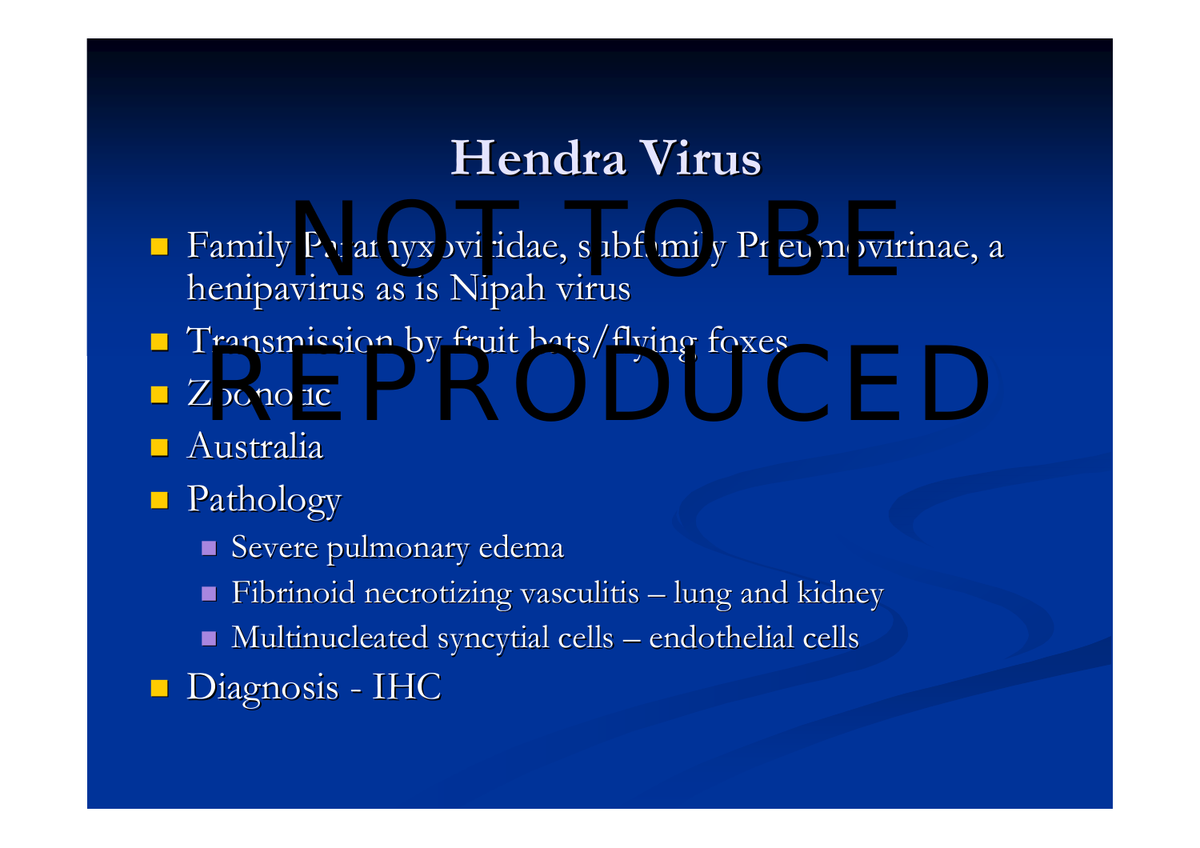# Hendra Virus

- Family Paramyxoviridae, subfamily Pneumovirinae, a henipavirus as is Nipah virus
- Transmission by fruit bats/flying foxes
- Zoonotic
- Australia
- Pathology
  - Severe pulmonary edema
  - Fibrinoid necrotizing vasculitis – lung and kidney
  - Multinucleated syncytial cells – endothelial cells
- Diagnosis - IHC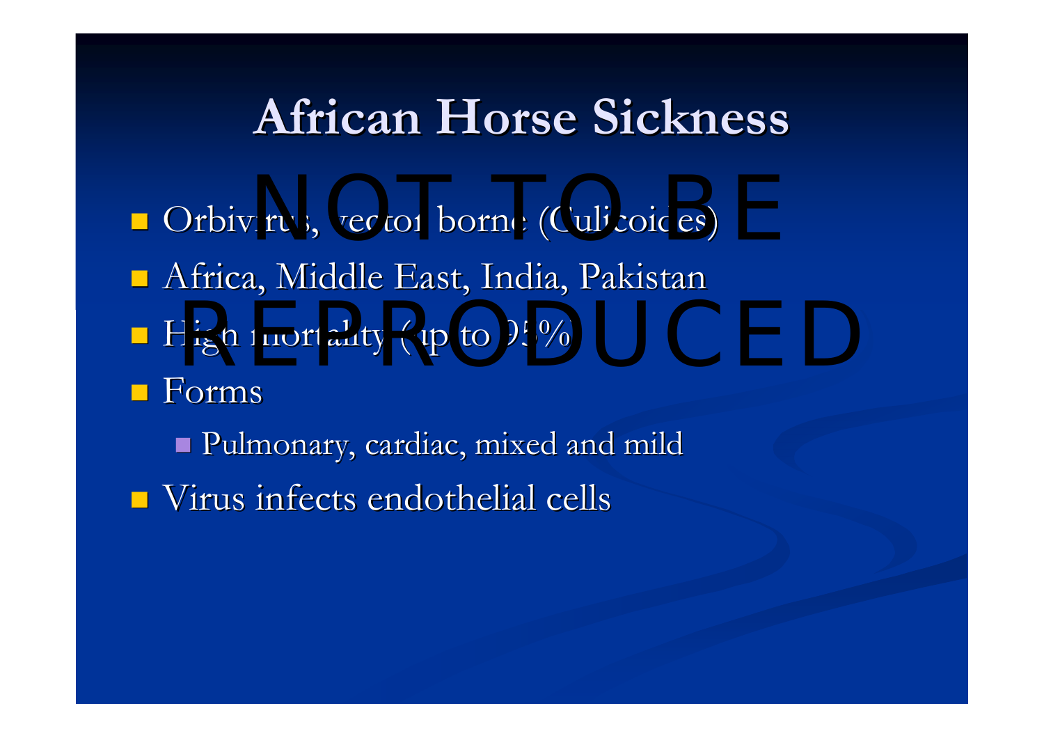# African Horse Sickness

- Orbivirus, vector borne (Culicoides)
- Africa, Middle East, India, Pakistan
- High mortality (up to 95%)
- Forms
  - Pulmonary, cardiac, mixed and mild
- Virus infects endothelial cells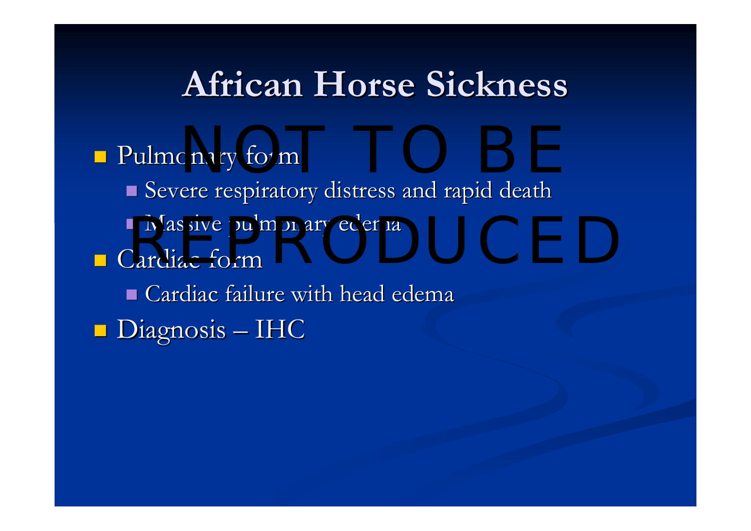# African Horse Sickness

NOT TO BE REPRODUCED

- Pulmonary form
  - Severe respiratory distress and rapid death
  - Massive pulmonary edema
- Cardiac form
  - Cardiac failure with head edema
- Diagnosis – IHC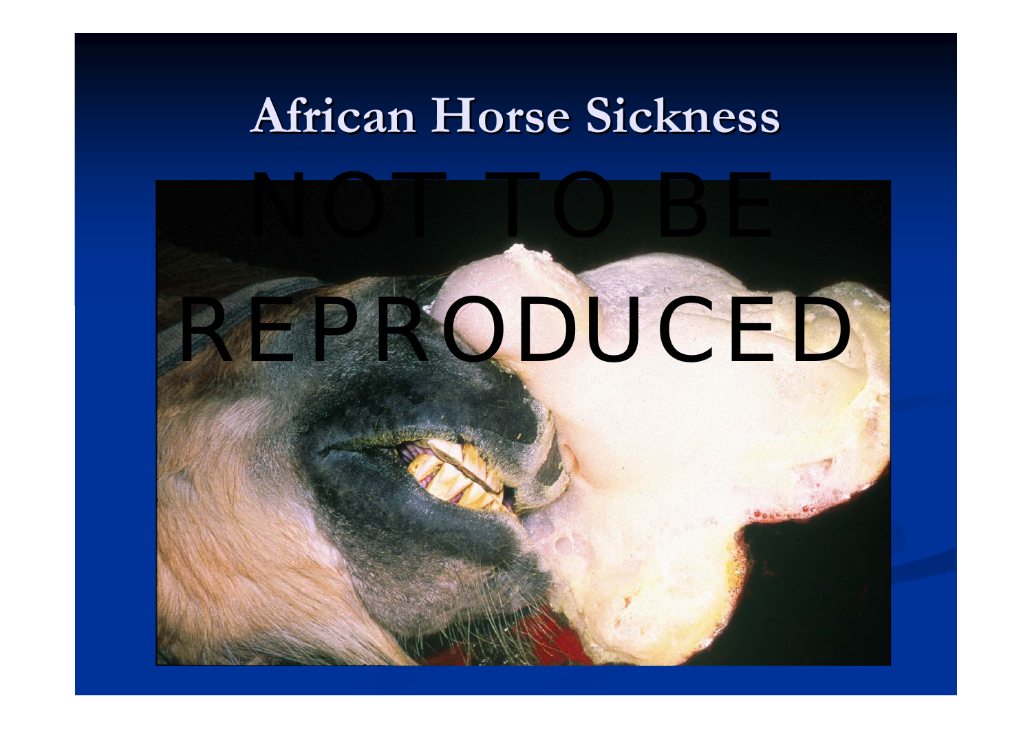# African Horse Sickness

NOT TO BE REPRODUCED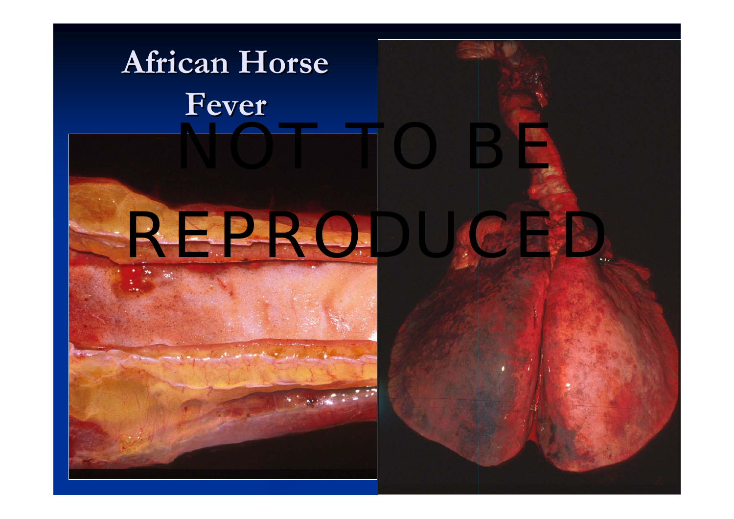# African Horse Fever

NOT TO BE REPRODUCED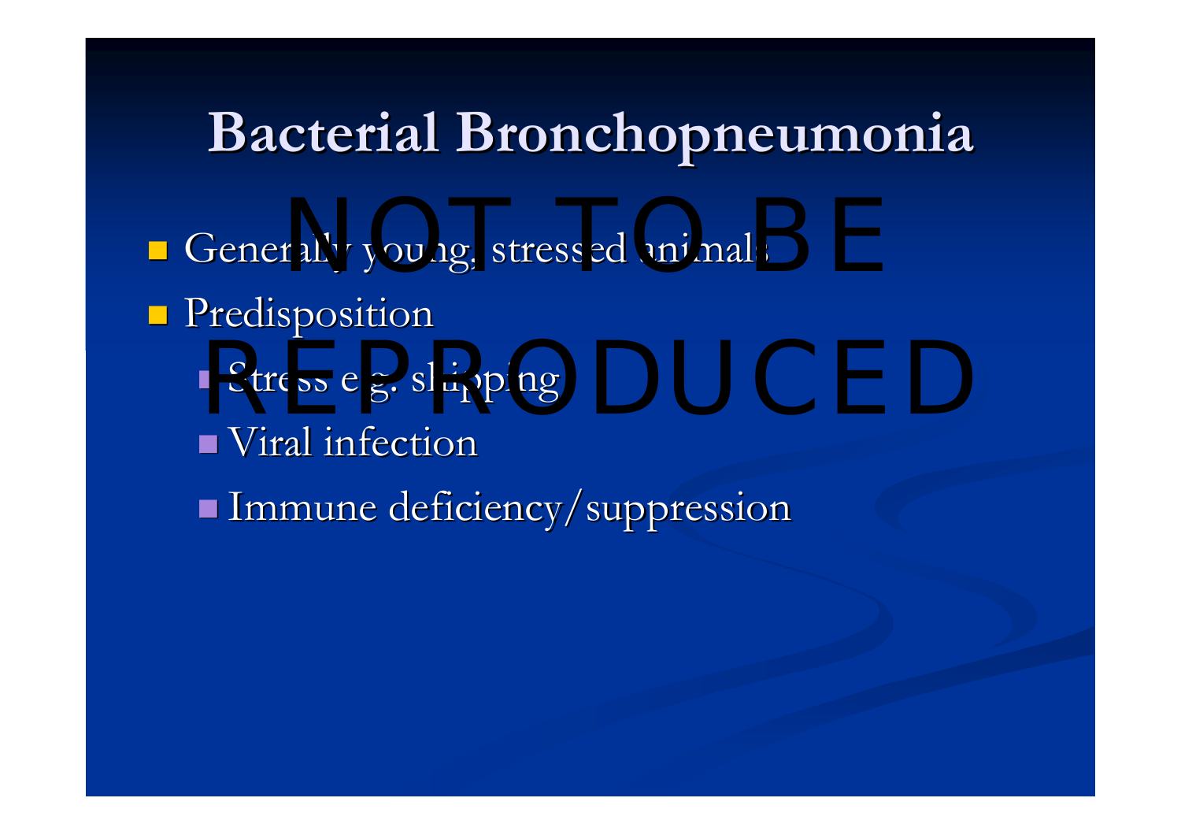# Bacterial Bronchopneumonia

- Generally young, stressed animals
- Predisposition
  - Stress e.g. shipping
  - Viral infection
  - Immune deficiency/suppression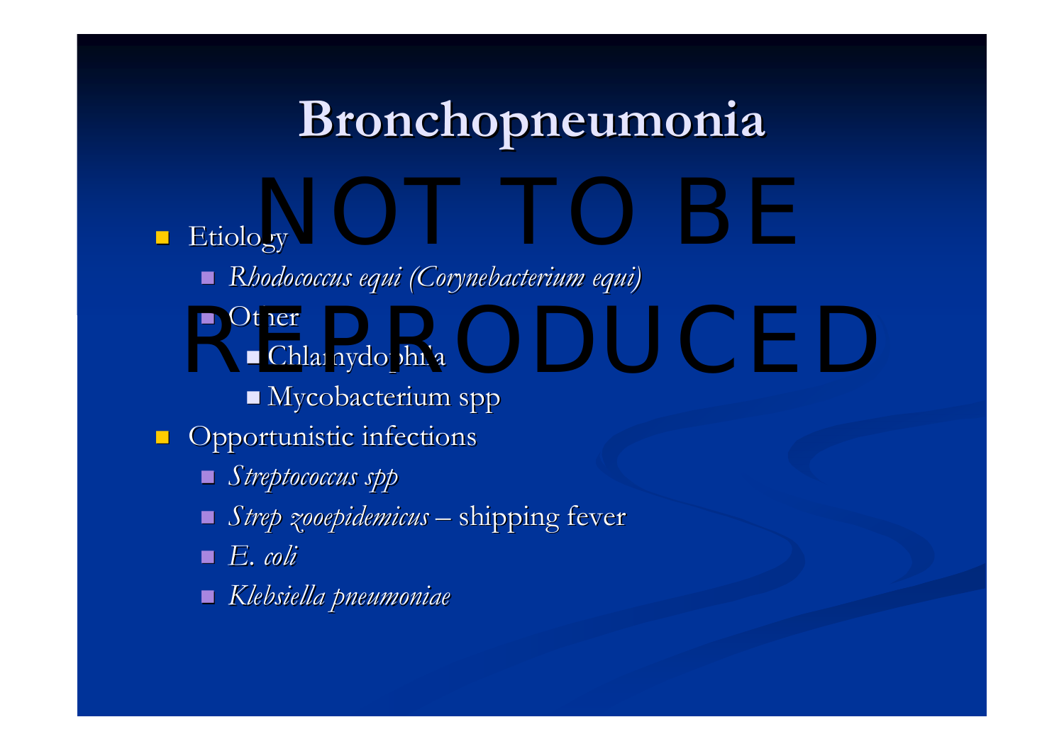# Bronchopneumonia

NOT TO BE REPRODUCED

- Etiology
  - *Rhodococcus equi (Corynebacterium equi)*
  - Other
    - Chlamydophila
    - Mycobacterium spp
- Opportunistic infections
  - *Streptococcus spp*
  - *Strep zooepidemicus* – shipping fever
  - *E. coli*
  - *Klebsiella pneumoniae*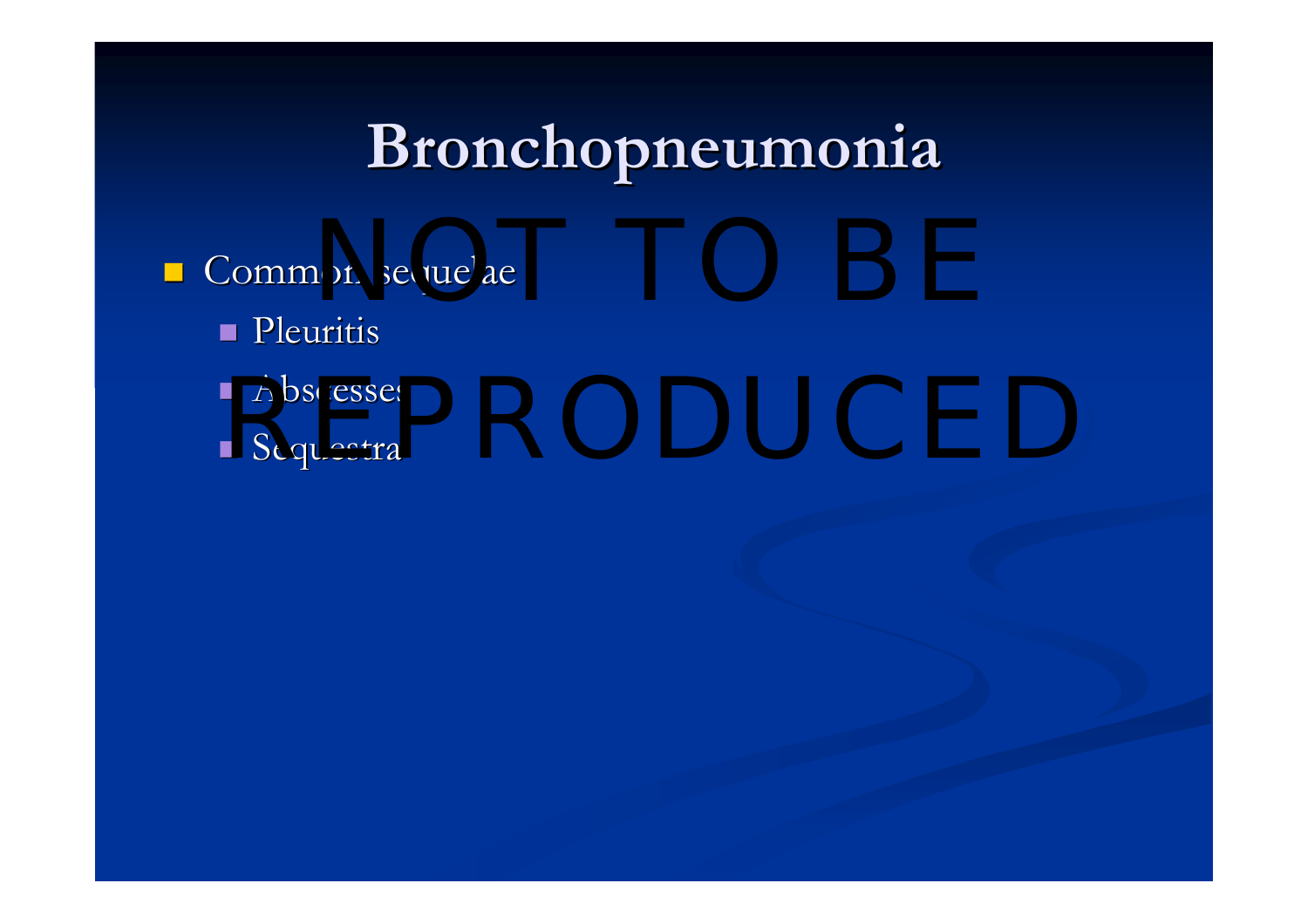# Bronchopneumonia

NOT TO BE REPRODUCED

- Common sequelae
  - Pleuritis
  - Abscesses
  - Sequestra